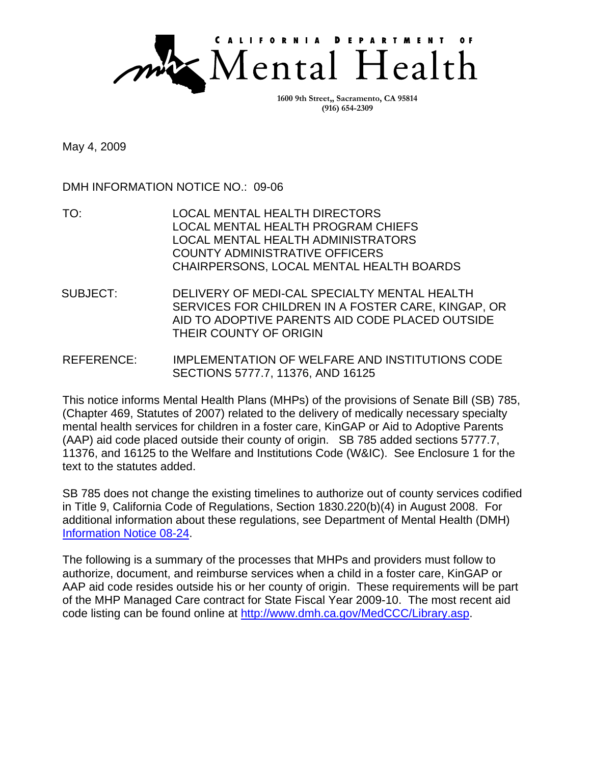CALIFORNIA DEPARTMENT OF

# Mental Health

1600 9th Street,, Sacramento, CA 95814
(916) 654-2309

May 4, 2009

DMH INFORMATION NOTICE NO.: 09-06

TO: LOCAL MENTAL HEALTH DIRECTORS
LOCAL MENTAL HEALTH PROGRAM CHIEFS
LOCAL MENTAL HEALTH ADMINISTRATORS
COUNTY ADMINISTRATIVE OFFICERS
CHAIRPERSONS, LOCAL MENTAL HEALTH BOARDS

SUBJECT: DELIVERY OF MEDI-CAL SPECIALTY MENTAL HEALTH SERVICES FOR CHILDREN IN A FOSTER CARE, KINGAP, OR AID TO ADOPTIVE PARENTS AID CODE PLACED OUTSIDE THEIR COUNTY OF ORIGIN

REFERENCE: IMPLEMENTATION OF WELFARE AND INSTITUTIONS CODE SECTIONS 5777.7, 11376, AND 16125

This notice informs Mental Health Plans (MHPs) of the provisions of Senate Bill (SB) 785, (Chapter 469, Statutes of 2007) related to the delivery of medically necessary specialty mental health services for children in a foster care, KinGAP or Aid to Adoptive Parents (AAP) aid code placed outside their county of origin. SB 785 added sections 5777.7, 11376, and 16125 to the Welfare and Institutions Code (W&IC). See Enclosure 1 for the text to the statutes added.

SB 785 does not change the existing timelines to authorize out of county services codified in Title 9, California Code of Regulations, Section 1830.220(b)(4) in August 2008. For additional information about these regulations, see Department of Mental Health (DMH) Information Notice 08-24.

The following is a summary of the processes that MHPs and providers must follow to authorize, document, and reimburse services when a child in a foster care, KinGAP or AAP aid code resides outside his or her county of origin. These requirements will be part of the MHP Managed Care contract for State Fiscal Year 2009-10. The most recent aid code listing can be found online at http://www.dmh.ca.gov/MedCCC/Library.asp.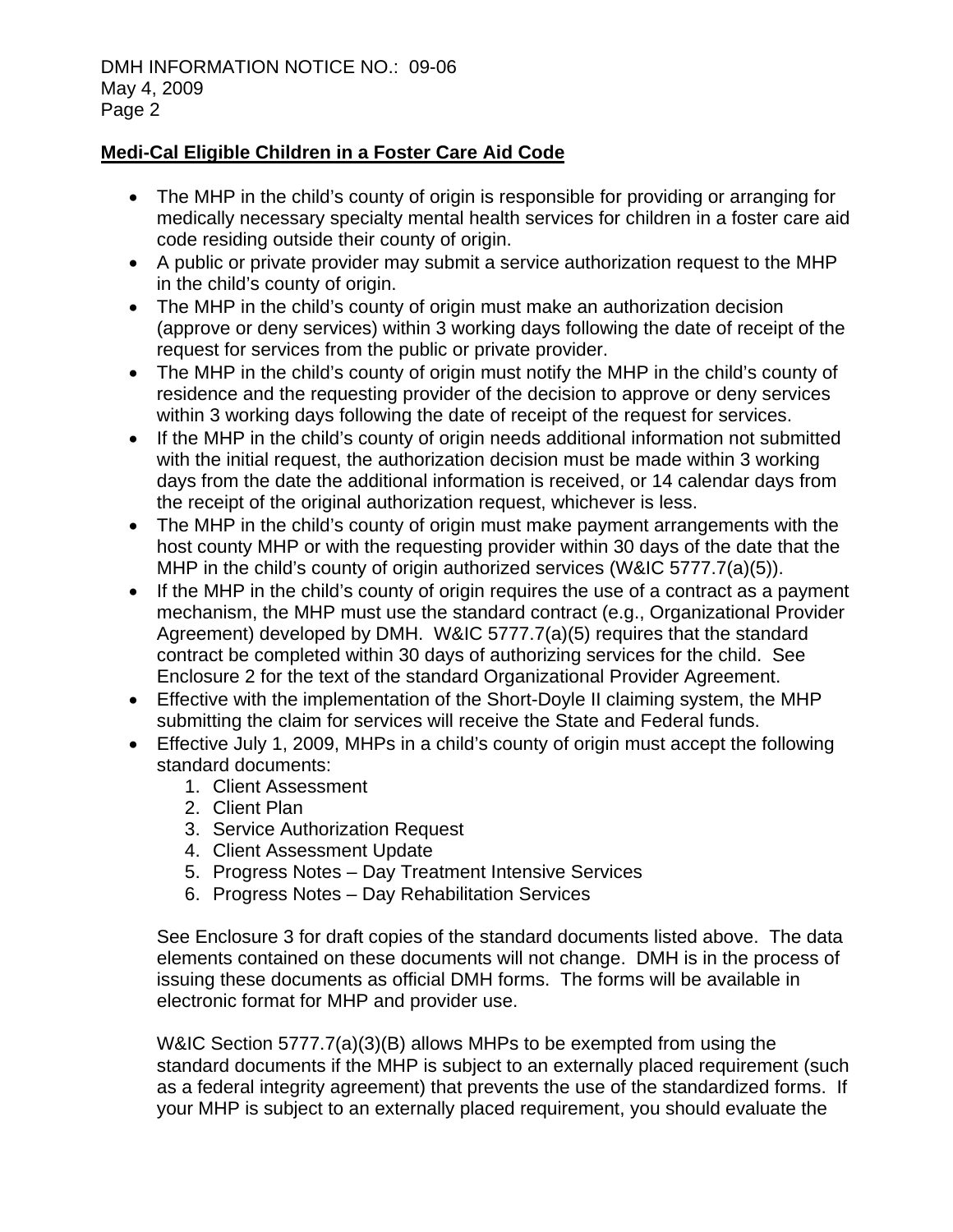**Medi-Cal Eligible Children in a Foster Care Aid Code**

- The MHP in the child's county of origin is responsible for providing or arranging for medically necessary specialty mental health services for children in a foster care aid code residing outside their county of origin.
- A public or private provider may submit a service authorization request to the MHP in the child's county of origin.
- The MHP in the child's county of origin must make an authorization decision (approve or deny services) within 3 working days following the date of receipt of the request for services from the public or private provider.
- The MHP in the child's county of origin must notify the MHP in the child's county of residence and the requesting provider of the decision to approve or deny services within 3 working days following the date of receipt of the request for services.
- If the MHP in the child's county of origin needs additional information not submitted with the initial request, the authorization decision must be made within 3 working days from the date the additional information is received, or 14 calendar days from the receipt of the original authorization request, whichever is less.
- The MHP in the child's county of origin must make payment arrangements with the host county MHP or with the requesting provider within 30 days of the date that the MHP in the child's county of origin authorized services (W&IC 5777.7(a)(5)).
- If the MHP in the child's county of origin requires the use of a contract as a payment mechanism, the MHP must use the standard contract (e.g., Organizational Provider Agreement) developed by DMH. W&IC 5777.7(a)(5) requires that the standard contract be completed within 30 days of authorizing services for the child. See Enclosure 2 for the text of the standard Organizational Provider Agreement.
- Effective with the implementation of the Short-Doyle II claiming system, the MHP submitting the claim for services will receive the State and Federal funds.
- Effective July 1, 2009, MHPs in a child's county of origin must accept the following standard documents:
  1. Client Assessment
  2. Client Plan
  3. Service Authorization Request
  4. Client Assessment Update
  5. Progress Notes – Day Treatment Intensive Services
  6. Progress Notes – Day Rehabilitation Services

  See Enclosure 3 for draft copies of the standard documents listed above. The data elements contained on these documents will not change. DMH is in the process of issuing these documents as official DMH forms. The forms will be available in electronic format for MHP and provider use.

  W&IC Section 5777.7(a)(3)(B) allows MHPs to be exempted from using the standard documents if the MHP is subject to an externally placed requirement (such as a federal integrity agreement) that prevents the use of the standardized forms. If your MHP is subject to an externally placed requirement, you should evaluate the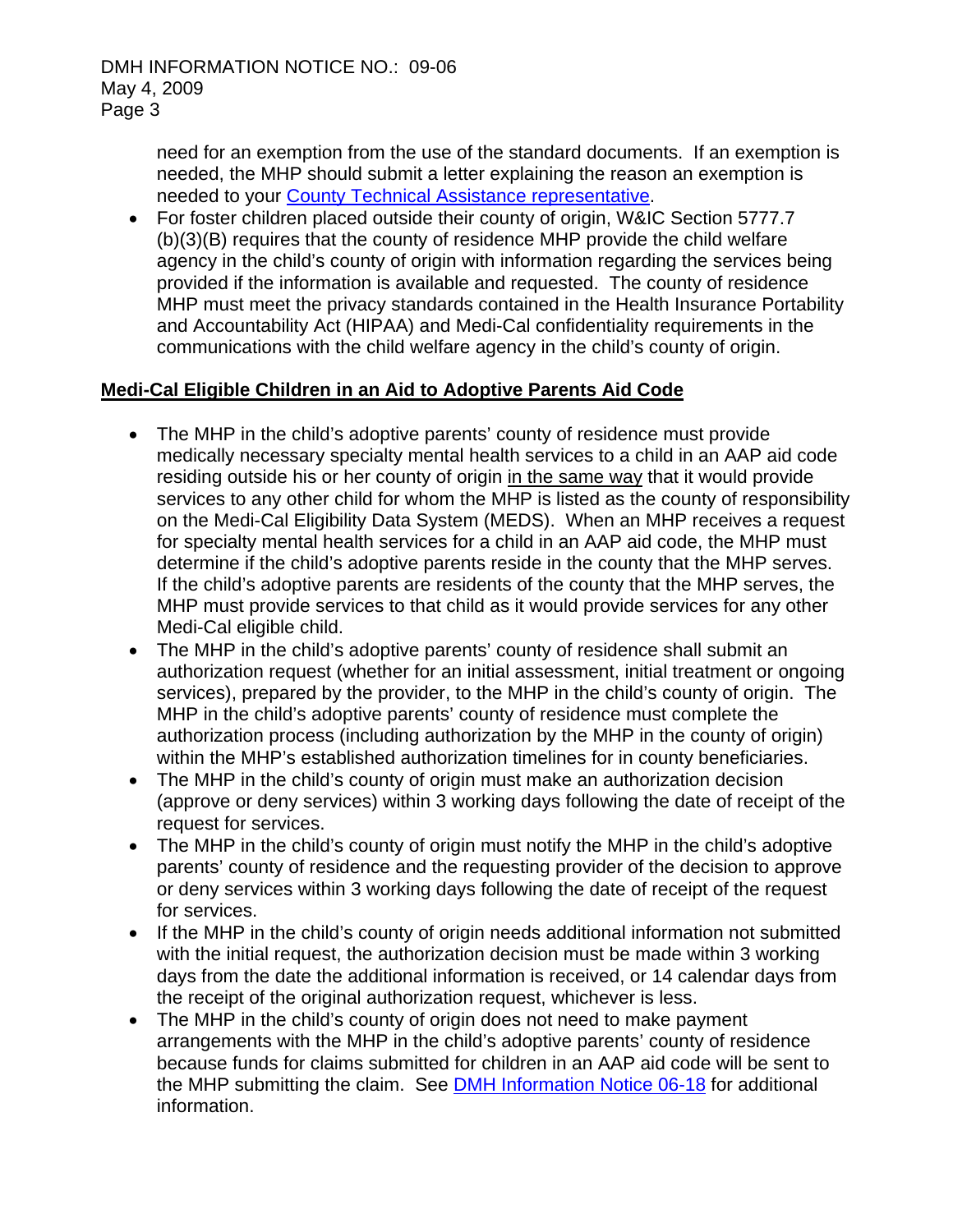need for an exemption from the use of the standard documents. If an exemption is needed, the MHP should submit a letter explaining the reason an exemption is needed to your [County Technical Assistance representative](#).

- For foster children placed outside their county of origin, W&IC Section 5777.7 (b)(3)(B) requires that the county of residence MHP provide the child welfare agency in the child's county of origin with information regarding the services being provided if the information is available and requested. The county of residence MHP must meet the privacy standards contained in the Health Insurance Portability and Accountability Act (HIPAA) and Medi-Cal confidentiality requirements in the communications with the child welfare agency in the child's county of origin.

**<u>Medi-Cal Eligible Children in an Aid to Adoptive Parents Aid Code</u>**

- The MHP in the child's adoptive parents' county of residence must provide medically necessary specialty mental health services to a child in an AAP aid code residing outside his or her county of origin <u>in the same way</u> that it would provide services to any other child for whom the MHP is listed as the county of responsibility on the Medi-Cal Eligibility Data System (MEDS). When an MHP receives a request for specialty mental health services for a child in an AAP aid code, the MHP must determine if the child's adoptive parents reside in the county that the MHP serves. If the child's adoptive parents are residents of the county that the MHP serves, the MHP must provide services to that child as it would provide services for any other Medi-Cal eligible child.
- The MHP in the child's adoptive parents' county of residence shall submit an authorization request (whether for an initial assessment, initial treatment or ongoing services), prepared by the provider, to the MHP in the child's county of origin. The MHP in the child's adoptive parents' county of residence must complete the authorization process (including authorization by the MHP in the county of origin) within the MHP's established authorization timelines for in county beneficiaries.
- The MHP in the child's county of origin must make an authorization decision (approve or deny services) within 3 working days following the date of receipt of the request for services.
- The MHP in the child's county of origin must notify the MHP in the child's adoptive parents' county of residence and the requesting provider of the decision to approve or deny services within 3 working days following the date of receipt of the request for services.
- If the MHP in the child's county of origin needs additional information not submitted with the initial request, the authorization decision must be made within 3 working days from the date the additional information is received, or 14 calendar days from the receipt of the original authorization request, whichever is less.
- The MHP in the child's county of origin does not need to make payment arrangements with the MHP in the child's adoptive parents' county of residence because funds for claims submitted for children in an AAP aid code will be sent to the MHP submitting the claim. See [DMH Information Notice 06-18](#) for additional information.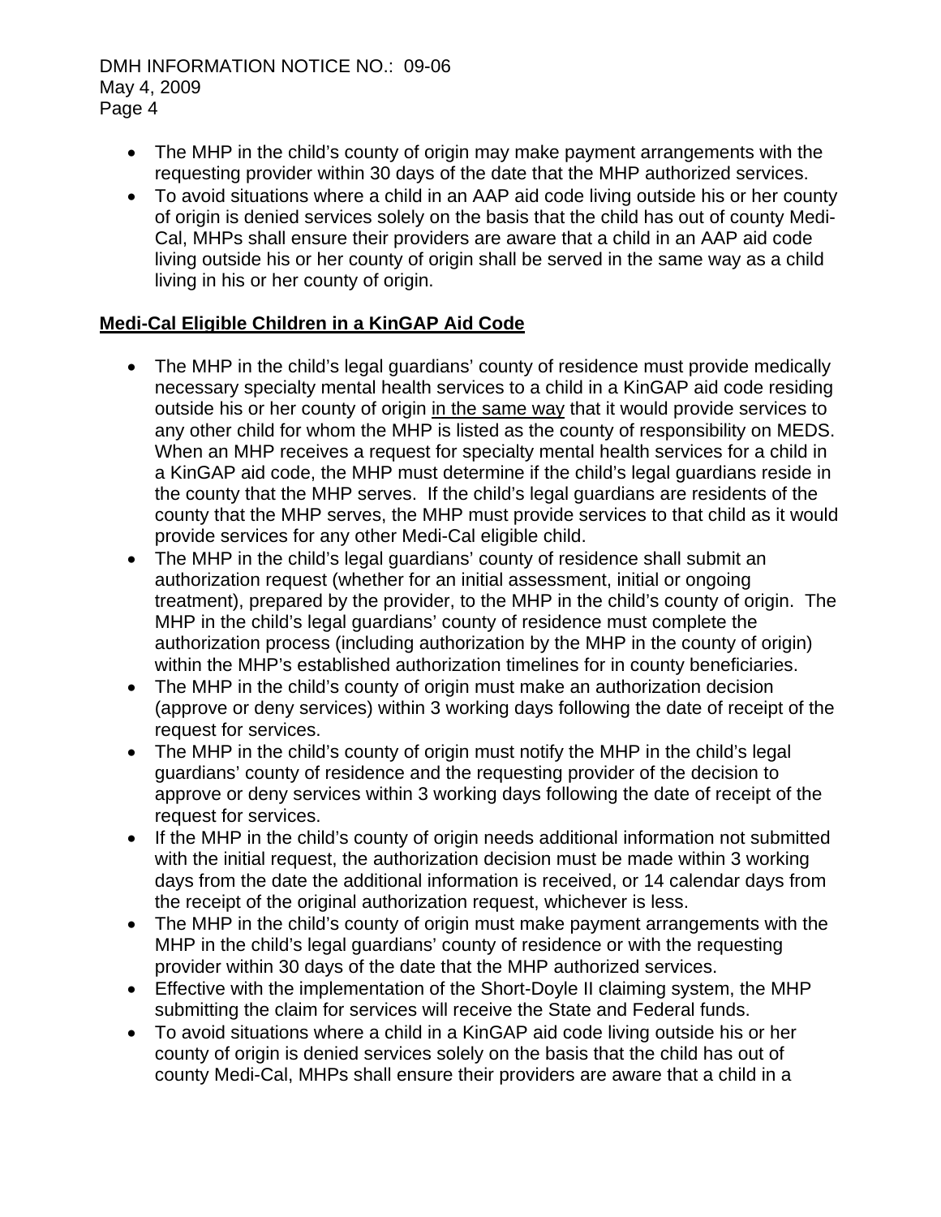- The MHP in the child's county of origin may make payment arrangements with the requesting provider within 30 days of the date that the MHP authorized services.
- To avoid situations where a child in an AAP aid code living outside his or her county of origin is denied services solely on the basis that the child has out of county Medi-Cal, MHPs shall ensure their providers are aware that a child in an AAP aid code living outside his or her county of origin shall be served in the same way as a child living in his or her county of origin.

## Medi-Cal Eligible Children in a KinGAP Aid Code

- The MHP in the child's legal guardians' county of residence must provide medically necessary specialty mental health services to a child in a KinGAP aid code residing outside his or her county of origin in the same way that it would provide services to any other child for whom the MHP is listed as the county of responsibility on MEDS. When an MHP receives a request for specialty mental health services for a child in a KinGAP aid code, the MHP must determine if the child's legal guardians reside in the county that the MHP serves. If the child's legal guardians are residents of the county that the MHP serves, the MHP must provide services to that child as it would provide services for any other Medi-Cal eligible child.
- The MHP in the child's legal guardians' county of residence shall submit an authorization request (whether for an initial assessment, initial or ongoing treatment), prepared by the provider, to the MHP in the child's county of origin. The MHP in the child's legal guardians' county of residence must complete the authorization process (including authorization by the MHP in the county of origin) within the MHP's established authorization timelines for in county beneficiaries.
- The MHP in the child's county of origin must make an authorization decision (approve or deny services) within 3 working days following the date of receipt of the request for services.
- The MHP in the child's county of origin must notify the MHP in the child's legal guardians' county of residence and the requesting provider of the decision to approve or deny services within 3 working days following the date of receipt of the request for services.
- If the MHP in the child's county of origin needs additional information not submitted with the initial request, the authorization decision must be made within 3 working days from the date the additional information is received, or 14 calendar days from the receipt of the original authorization request, whichever is less.
- The MHP in the child's county of origin must make payment arrangements with the MHP in the child's legal guardians' county of residence or with the requesting provider within 30 days of the date that the MHP authorized services.
- Effective with the implementation of the Short-Doyle II claiming system, the MHP submitting the claim for services will receive the State and Federal funds.
- To avoid situations where a child in a KinGAP aid code living outside his or her county of origin is denied services solely on the basis that the child has out of county Medi-Cal, MHPs shall ensure their providers are aware that a child in a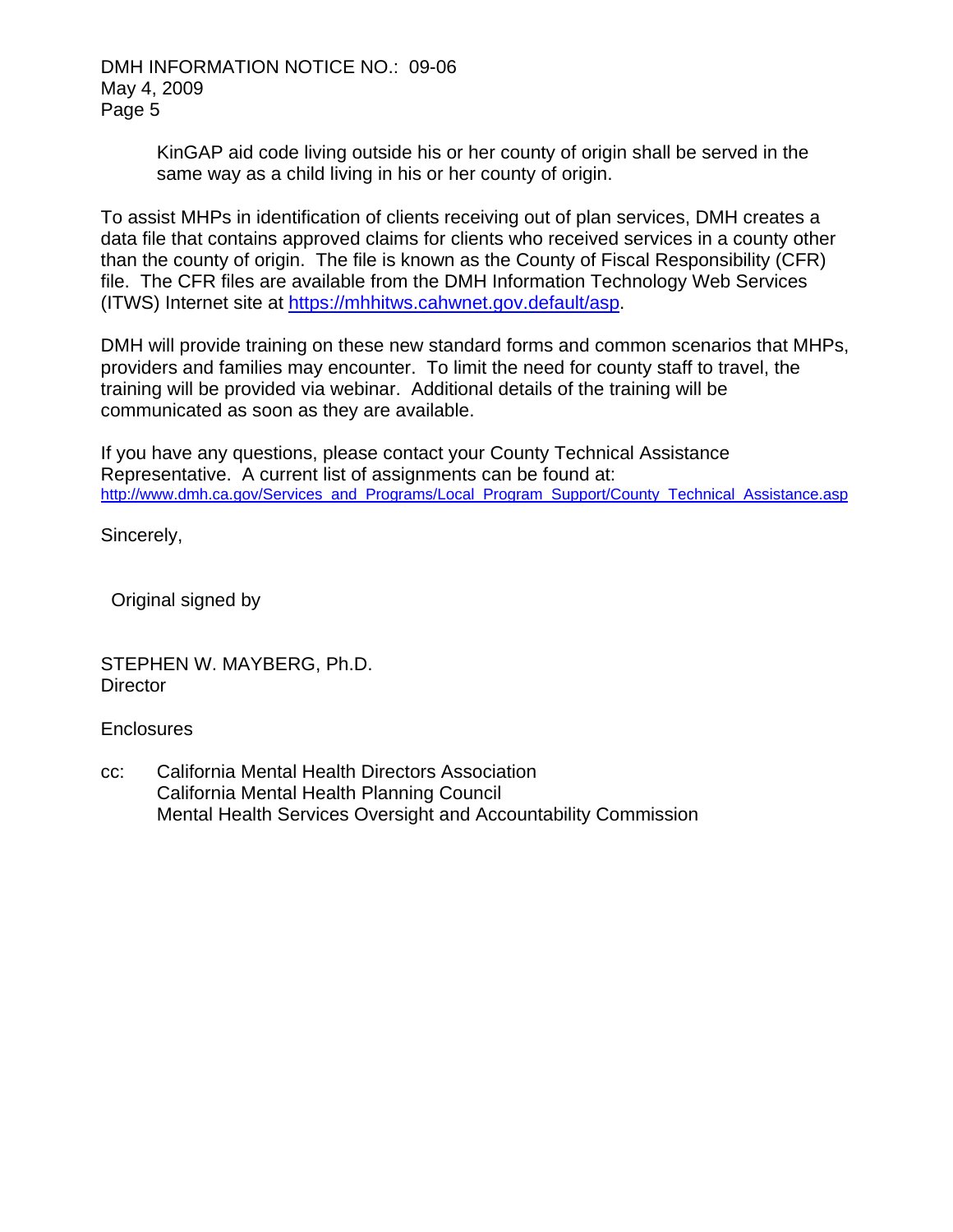KinGAP aid code living outside his or her county of origin shall be served in the same way as a child living in his or her county of origin.

To assist MHPs in identification of clients receiving out of plan services, DMH creates a data file that contains approved claims for clients who received services in a county other than the county of origin. The file is known as the County of Fiscal Responsibility (CFR) file. The CFR files are available from the DMH Information Technology Web Services (ITWS) Internet site at https://mhhitws.cahwnet.gov.default/asp.

DMH will provide training on these new standard forms and common scenarios that MHPs, providers and families may encounter. To limit the need for county staff to travel, the training will be provided via webinar. Additional details of the training will be communicated as soon as they are available.

If you have any questions, please contact your County Technical Assistance Representative. A current list of assignments can be found at: http://www.dmh.ca.gov/Services_and_Programs/Local_Program_Support/County_Technical_Assistance.asp

Sincerely,

Original signed by

STEPHEN W. MAYBERG, Ph.D.
Director

Enclosures

cc: California Mental Health Directors Association
California Mental Health Planning Council
Mental Health Services Oversight and Accountability Commission